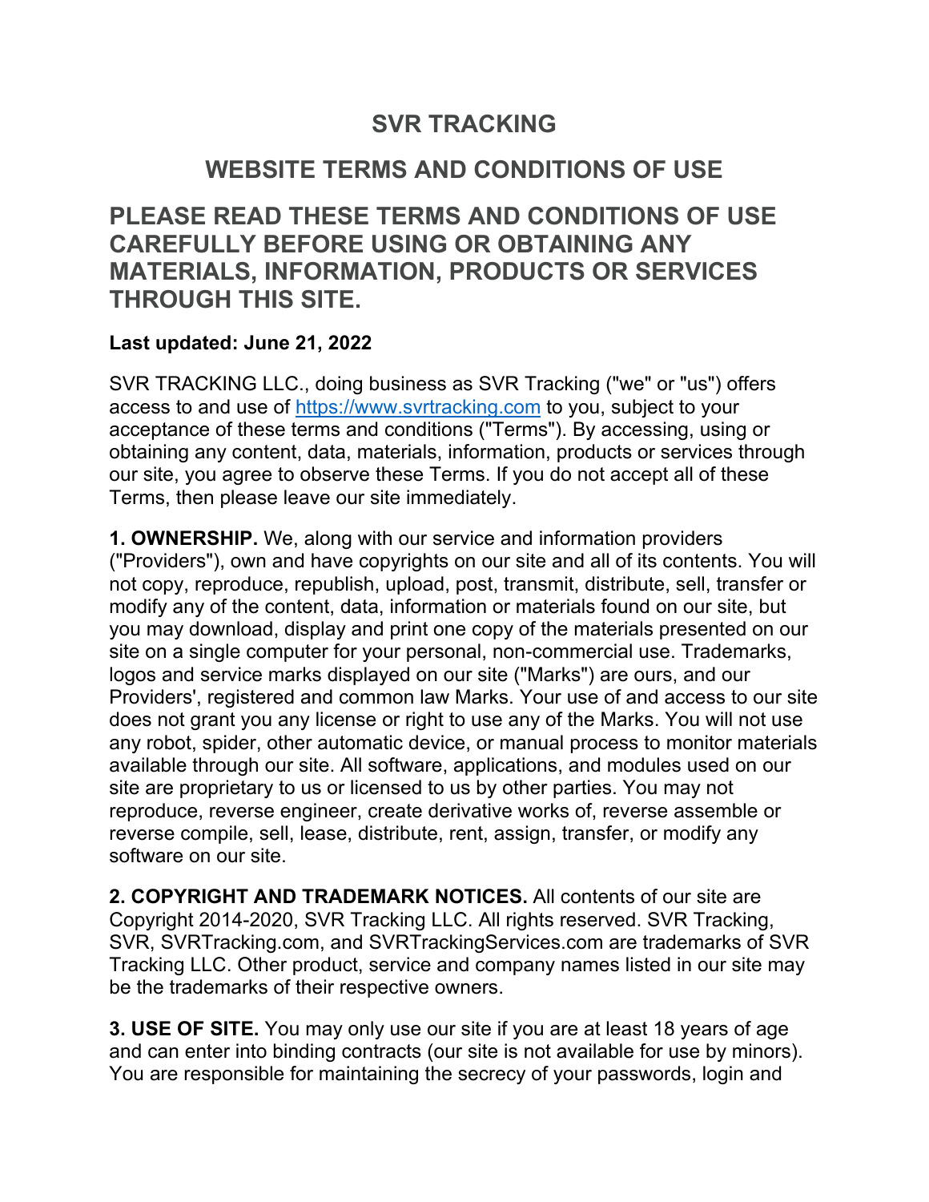# SVR TRACKING

## WEBSITE TERMS AND CONDITIONS OF USE

## PLEASE READ THESE TERMS AND CONDITIONS OF USE CAREFULLY BEFORE USING OR OBTAINING ANY MATERIALS, INFORMATION, PRODUCTS OR SERVICES THROUGH THIS SITE.

**Last updated: June 21, 2022**

SVR TRACKING LLC., doing business as SVR Tracking ("we" or "us") offers access to and use of [https://www.svrtracking.com](https://www.svrtracking.com) to you, subject to your acceptance of these terms and conditions ("Terms"). By accessing, using or obtaining any content, data, materials, information, products or services through our site, you agree to observe these Terms. If you do not accept all of these Terms, then please leave our site immediately.

**1. OWNERSHIP.** We, along with our service and information providers ("Providers"), own and have copyrights on our site and all of its contents. You will not copy, reproduce, republish, upload, post, transmit, distribute, sell, transfer or modify any of the content, data, information or materials found on our site, but you may download, display and print one copy of the materials presented on our site on a single computer for your personal, non-commercial use. Trademarks, logos and service marks displayed on our site ("Marks") are ours, and our Providers', registered and common law Marks. Your use of and access to our site does not grant you any license or right to use any of the Marks. You will not use any robot, spider, other automatic device, or manual process to monitor materials available through our site. All software, applications, and modules used on our site are proprietary to us or licensed to us by other parties. You may not reproduce, reverse engineer, create derivative works of, reverse assemble or reverse compile, sell, lease, distribute, rent, assign, transfer, or modify any software on our site.

**2. COPYRIGHT AND TRADEMARK NOTICES.** All contents of our site are Copyright 2014-2020, SVR Tracking LLC. All rights reserved. SVR Tracking, SVR, SVRTracking.com, and SVRTrackingServices.com are trademarks of SVR Tracking LLC. Other product, service and company names listed in our site may be the trademarks of their respective owners.

**3. USE OF SITE.** You may only use our site if you are at least 18 years of age and can enter into binding contracts (our site is not available for use by minors). You are responsible for maintaining the secrecy of your passwords, login and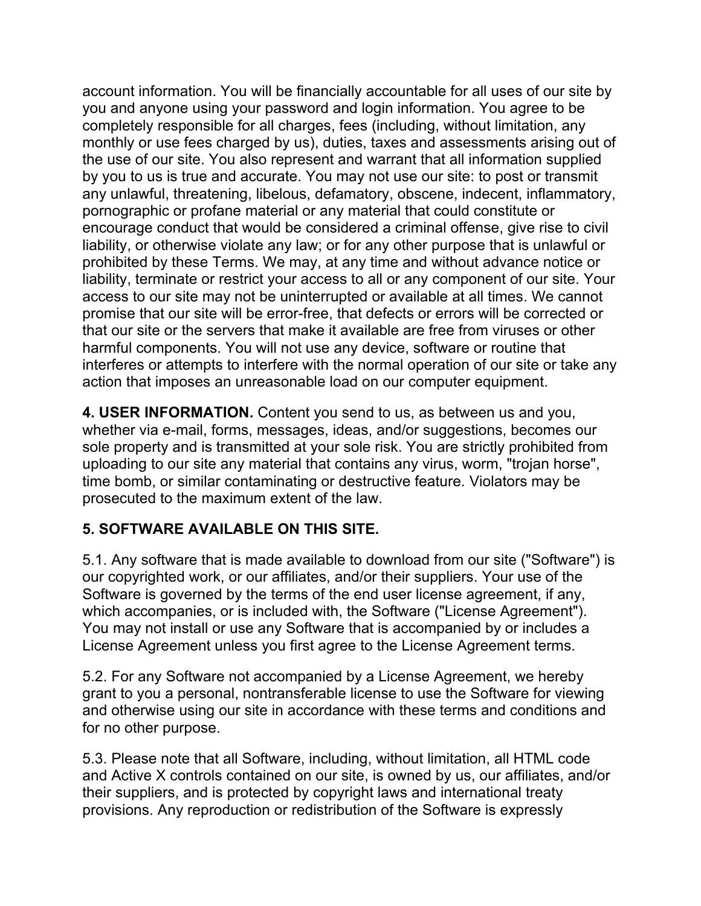account information. You will be financially accountable for all uses of our site by you and anyone using your password and login information. You agree to be completely responsible for all charges, fees (including, without limitation, any monthly or use fees charged by us), duties, taxes and assessments arising out of the use of our site. You also represent and warrant that all information supplied by you to us is true and accurate. You may not use our site: to post or transmit any unlawful, threatening, libelous, defamatory, obscene, indecent, inflammatory, pornographic or profane material or any material that could constitute or encourage conduct that would be considered a criminal offense, give rise to civil liability, or otherwise violate any law; or for any other purpose that is unlawful or prohibited by these Terms. We may, at any time and without advance notice or liability, terminate or restrict your access to all or any component of our site. Your access to our site may not be uninterrupted or available at all times. We cannot promise that our site will be error-free, that defects or errors will be corrected or that our site or the servers that make it available are free from viruses or other harmful components. You will not use any device, software or routine that interferes or attempts to interfere with the normal operation of our site or take any action that imposes an unreasonable load on our computer equipment.

**4. USER INFORMATION.** Content you send to us, as between us and you, whether via e-mail, forms, messages, ideas, and/or suggestions, becomes our sole property and is transmitted at your sole risk. You are strictly prohibited from uploading to our site any material that contains any virus, worm, "trojan horse", time bomb, or similar contaminating or destructive feature. Violators may be prosecuted to the maximum extent of the law.

**5. SOFTWARE AVAILABLE ON THIS SITE.**

5.1. Any software that is made available to download from our site ("Software") is our copyrighted work, or our affiliates, and/or their suppliers. Your use of the Software is governed by the terms of the end user license agreement, if any, which accompanies, or is included with, the Software ("License Agreement"). You may not install or use any Software that is accompanied by or includes a License Agreement unless you first agree to the License Agreement terms.

5.2. For any Software not accompanied by a License Agreement, we hereby grant to you a personal, nontransferable license to use the Software for viewing and otherwise using our site in accordance with these terms and conditions and for no other purpose.

5.3. Please note that all Software, including, without limitation, all HTML code and Active X controls contained on our site, is owned by us, our affiliates, and/or their suppliers, and is protected by copyright laws and international treaty provisions. Any reproduction or redistribution of the Software is expressly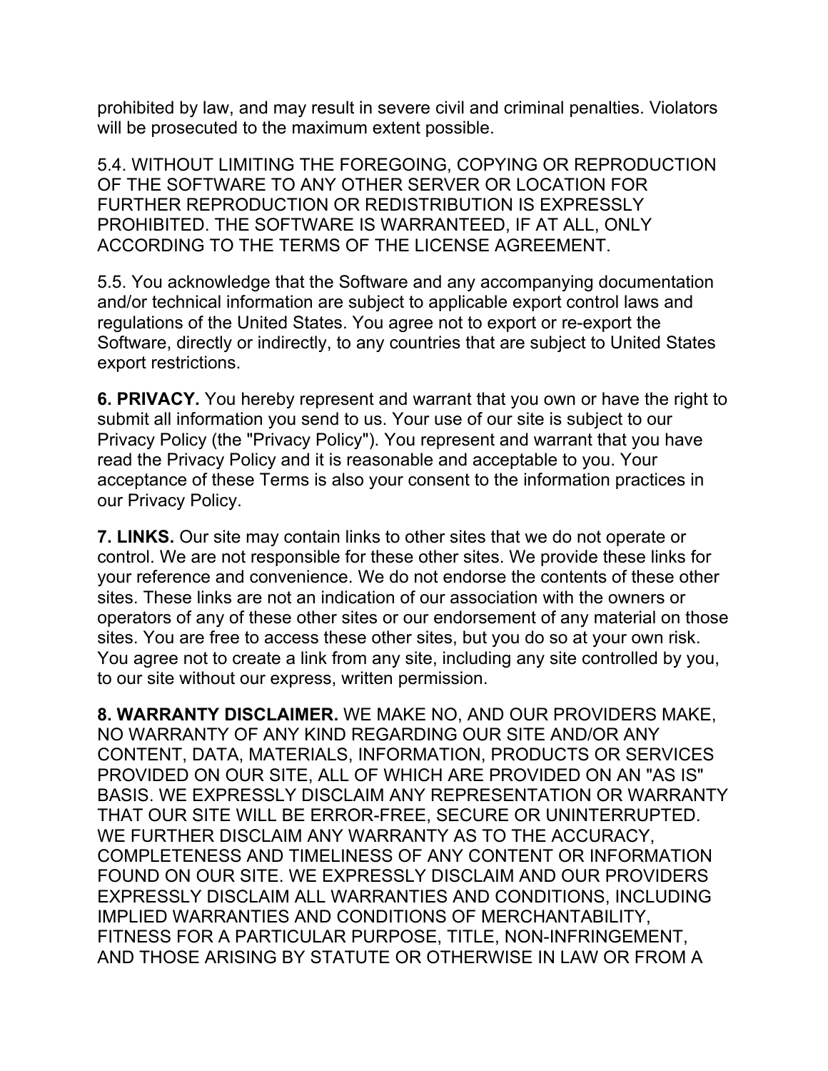prohibited by law, and may result in severe civil and criminal penalties. Violators will be prosecuted to the maximum extent possible.

5.4. WITHOUT LIMITING THE FOREGOING, COPYING OR REPRODUCTION OF THE SOFTWARE TO ANY OTHER SERVER OR LOCATION FOR FURTHER REPRODUCTION OR REDISTRIBUTION IS EXPRESSLY PROHIBITED. THE SOFTWARE IS WARRANTEED, IF AT ALL, ONLY ACCORDING TO THE TERMS OF THE LICENSE AGREEMENT.

5.5. You acknowledge that the Software and any accompanying documentation and/or technical information are subject to applicable export control laws and regulations of the United States. You agree not to export or re-export the Software, directly or indirectly, to any countries that are subject to United States export restrictions.

**6. PRIVACY.** You hereby represent and warrant that you own or have the right to submit all information you send to us. Your use of our site is subject to our Privacy Policy (the "Privacy Policy"). You represent and warrant that you have read the Privacy Policy and it is reasonable and acceptable to you. Your acceptance of these Terms is also your consent to the information practices in our Privacy Policy.

**7. LINKS.** Our site may contain links to other sites that we do not operate or control. We are not responsible for these other sites. We provide these links for your reference and convenience. We do not endorse the contents of these other sites. These links are not an indication of our association with the owners or operators of any of these other sites or our endorsement of any material on those sites. You are free to access these other sites, but you do so at your own risk. You agree not to create a link from any site, including any site controlled by you, to our site without our express, written permission.

**8. WARRANTY DISCLAIMER.** WE MAKE NO, AND OUR PROVIDERS MAKE, NO WARRANTY OF ANY KIND REGARDING OUR SITE AND/OR ANY CONTENT, DATA, MATERIALS, INFORMATION, PRODUCTS OR SERVICES PROVIDED ON OUR SITE, ALL OF WHICH ARE PROVIDED ON AN "AS IS" BASIS. WE EXPRESSLY DISCLAIM ANY REPRESENTATION OR WARRANTY THAT OUR SITE WILL BE ERROR-FREE, SECURE OR UNINTERRUPTED. WE FURTHER DISCLAIM ANY WARRANTY AS TO THE ACCURACY, COMPLETENESS AND TIMELINESS OF ANY CONTENT OR INFORMATION FOUND ON OUR SITE. WE EXPRESSLY DISCLAIM AND OUR PROVIDERS EXPRESSLY DISCLAIM ALL WARRANTIES AND CONDITIONS, INCLUDING IMPLIED WARRANTIES AND CONDITIONS OF MERCHANTABILITY, FITNESS FOR A PARTICULAR PURPOSE, TITLE, NON-INFRINGEMENT, AND THOSE ARISING BY STATUTE OR OTHERWISE IN LAW OR FROM A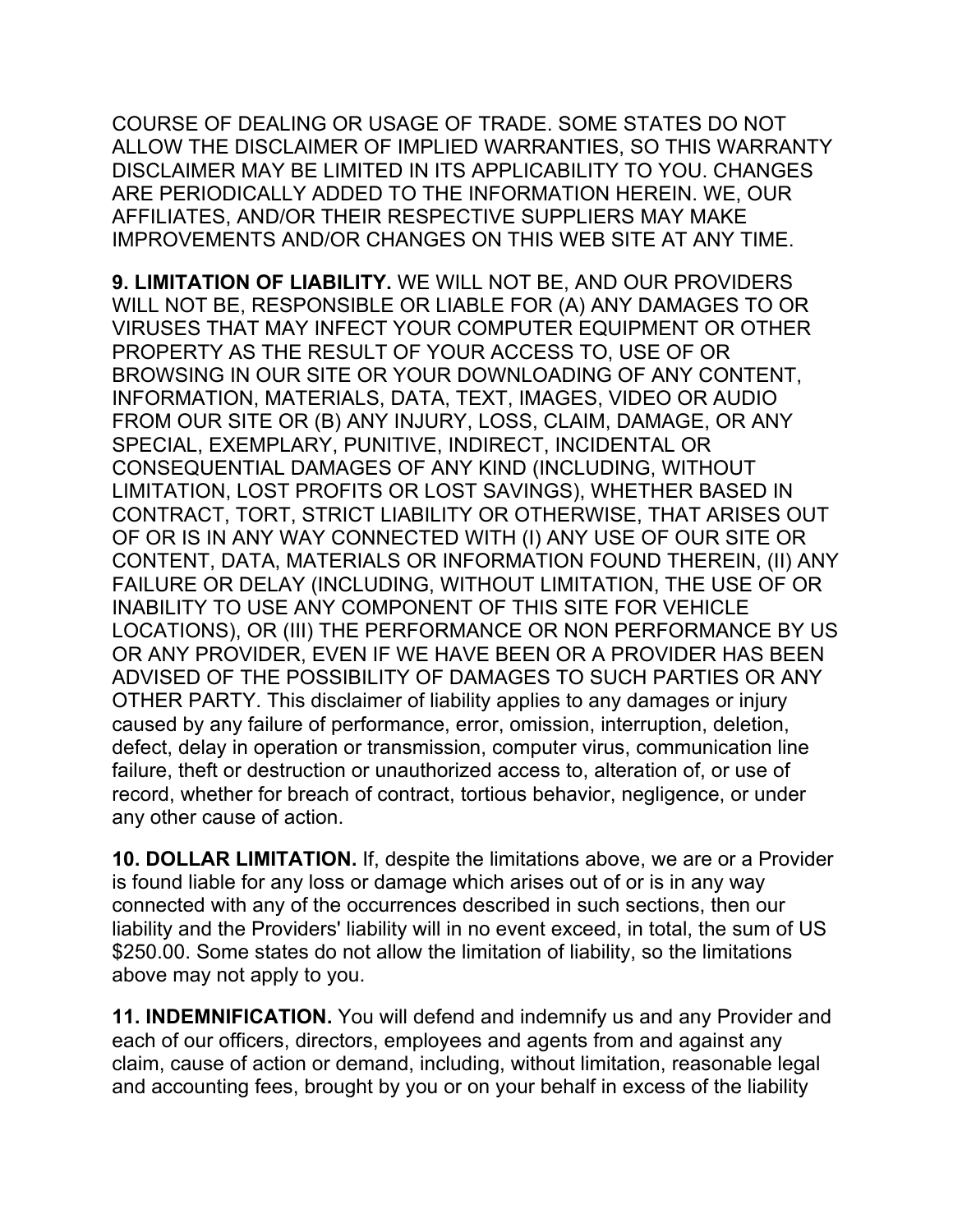COURSE OF DEALING OR USAGE OF TRADE. SOME STATES DO NOT ALLOW THE DISCLAIMER OF IMPLIED WARRANTIES, SO THIS WARRANTY DISCLAIMER MAY BE LIMITED IN ITS APPLICABILITY TO YOU. CHANGES ARE PERIODICALLY ADDED TO THE INFORMATION HEREIN. WE, OUR AFFILIATES, AND/OR THEIR RESPECTIVE SUPPLIERS MAY MAKE IMPROVEMENTS AND/OR CHANGES ON THIS WEB SITE AT ANY TIME.

**9. LIMITATION OF LIABILITY.** WE WILL NOT BE, AND OUR PROVIDERS WILL NOT BE, RESPONSIBLE OR LIABLE FOR (A) ANY DAMAGES TO OR VIRUSES THAT MAY INFECT YOUR COMPUTER EQUIPMENT OR OTHER PROPERTY AS THE RESULT OF YOUR ACCESS TO, USE OF OR BROWSING IN OUR SITE OR YOUR DOWNLOADING OF ANY CONTENT, INFORMATION, MATERIALS, DATA, TEXT, IMAGES, VIDEO OR AUDIO FROM OUR SITE OR (B) ANY INJURY, LOSS, CLAIM, DAMAGE, OR ANY SPECIAL, EXEMPLARY, PUNITIVE, INDIRECT, INCIDENTAL OR CONSEQUENTIAL DAMAGES OF ANY KIND (INCLUDING, WITHOUT LIMITATION, LOST PROFITS OR LOST SAVINGS), WHETHER BASED IN CONTRACT, TORT, STRICT LIABILITY OR OTHERWISE, THAT ARISES OUT OF OR IS IN ANY WAY CONNECTED WITH (I) ANY USE OF OUR SITE OR CONTENT, DATA, MATERIALS OR INFORMATION FOUND THEREIN, (II) ANY FAILURE OR DELAY (INCLUDING, WITHOUT LIMITATION, THE USE OF OR INABILITY TO USE ANY COMPONENT OF THIS SITE FOR VEHICLE LOCATIONS), OR (III) THE PERFORMANCE OR NON PERFORMANCE BY US OR ANY PROVIDER, EVEN IF WE HAVE BEEN OR A PROVIDER HAS BEEN ADVISED OF THE POSSIBILITY OF DAMAGES TO SUCH PARTIES OR ANY OTHER PARTY. This disclaimer of liability applies to any damages or injury caused by any failure of performance, error, omission, interruption, deletion, defect, delay in operation or transmission, computer virus, communication line failure, theft or destruction or unauthorized access to, alteration of, or use of record, whether for breach of contract, tortious behavior, negligence, or under any other cause of action.

**10. DOLLAR LIMITATION.** If, despite the limitations above, we are or a Provider is found liable for any loss or damage which arises out of or is in any way connected with any of the occurrences described in such sections, then our liability and the Providers' liability will in no event exceed, in total, the sum of US $250.00. Some states do not allow the limitation of liability, so the limitations above may not apply to you.

**11. INDEMNIFICATION.** You will defend and indemnify us and any Provider and each of our officers, directors, employees and agents from and against any claim, cause of action or demand, including, without limitation, reasonable legal and accounting fees, brought by you or on your behalf in excess of the liability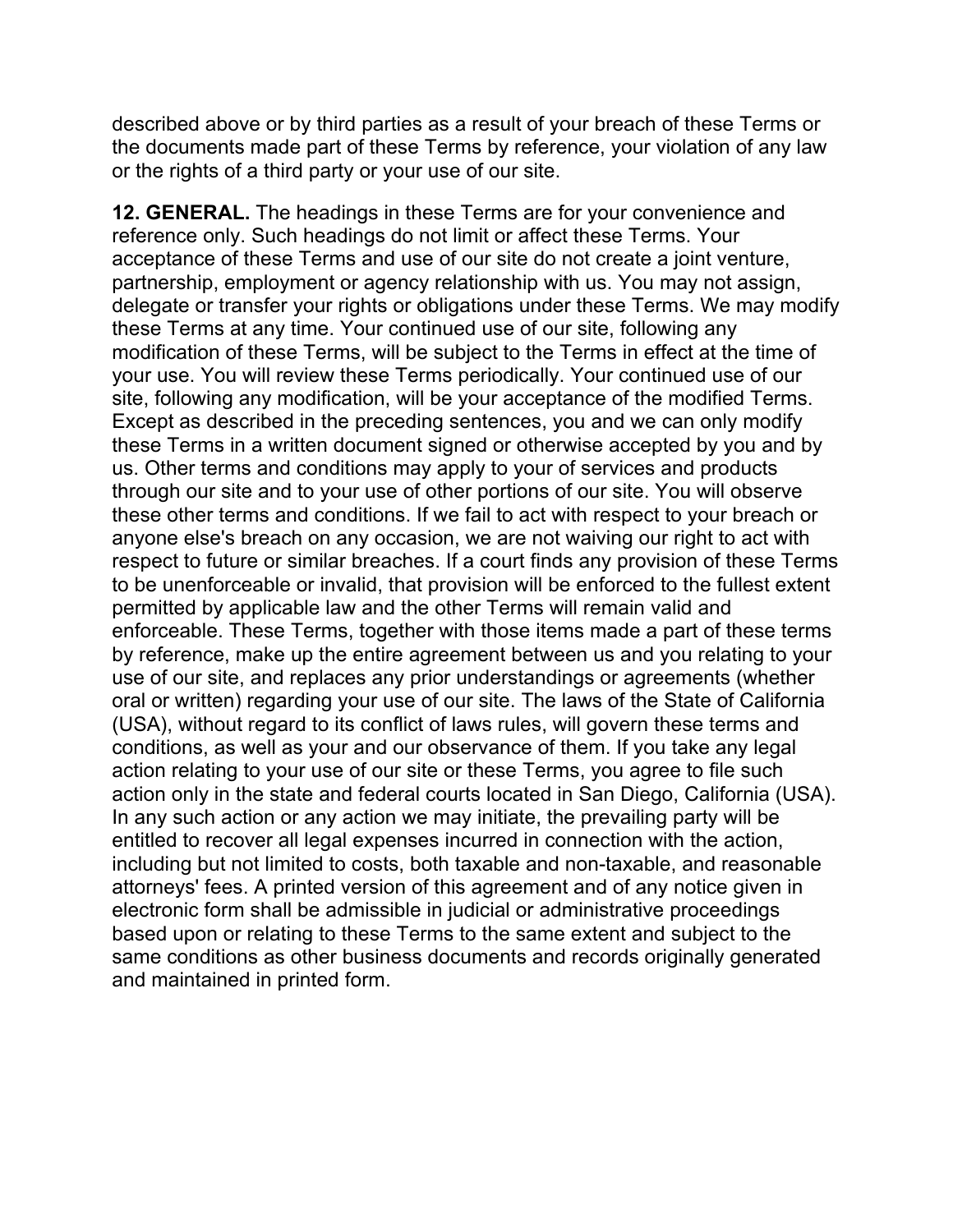described above or by third parties as a result of your breach of these Terms or the documents made part of these Terms by reference, your violation of any law or the rights of a third party or your use of our site.

**12. GENERAL.** The headings in these Terms are for your convenience and reference only. Such headings do not limit or affect these Terms. Your acceptance of these Terms and use of our site do not create a joint venture, partnership, employment or agency relationship with us. You may not assign, delegate or transfer your rights or obligations under these Terms. We may modify these Terms at any time. Your continued use of our site, following any modification of these Terms, will be subject to the Terms in effect at the time of your use. You will review these Terms periodically. Your continued use of our site, following any modification, will be your acceptance of the modified Terms. Except as described in the preceding sentences, you and we can only modify these Terms in a written document signed or otherwise accepted by you and by us. Other terms and conditions may apply to your of services and products through our site and to your use of other portions of our site. You will observe these other terms and conditions. If we fail to act with respect to your breach or anyone else's breach on any occasion, we are not waiving our right to act with respect to future or similar breaches. If a court finds any provision of these Terms to be unenforceable or invalid, that provision will be enforced to the fullest extent permitted by applicable law and the other Terms will remain valid and enforceable. These Terms, together with those items made a part of these terms by reference, make up the entire agreement between us and you relating to your use of our site, and replaces any prior understandings or agreements (whether oral or written) regarding your use of our site. The laws of the State of California (USA), without regard to its conflict of laws rules, will govern these terms and conditions, as well as your and our observance of them. If you take any legal action relating to your use of our site or these Terms, you agree to file such action only in the state and federal courts located in San Diego, California (USA). In any such action or any action we may initiate, the prevailing party will be entitled to recover all legal expenses incurred in connection with the action, including but not limited to costs, both taxable and non-taxable, and reasonable attorneys' fees. A printed version of this agreement and of any notice given in electronic form shall be admissible in judicial or administrative proceedings based upon or relating to these Terms to the same extent and subject to the same conditions as other business documents and records originally generated and maintained in printed form.